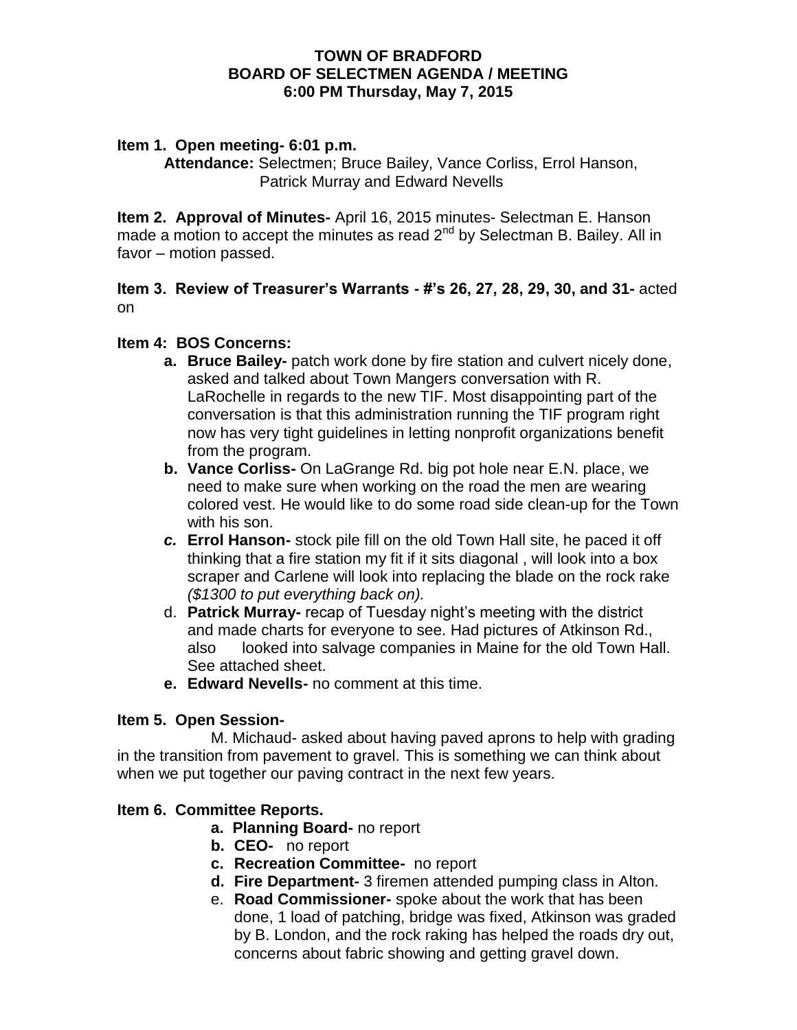# TOWN OF BRADFORD
## BOARD OF SELECTMEN AGENDA / MEETING
### 6:00 PM Thursday, May 7, 2015

**Item 1. Open meeting- 6:01 p.m.**

**Attendance:** Selectmen; Bruce Bailey, Vance Corliss, Errol Hanson, Patrick Murray and Edward Nevells

**Item 2. Approval of Minutes-** April 16, 2015 minutes- Selectman E. Hanson made a motion to accept the minutes as read 2nd by Selectman B. Bailey. All in favor – motion passed.

**Item 3. Review of Treasurer's Warrants - #'s 26, 27, 28, 29, 30, and 31-** acted on

**Item 4: BOS Concerns:**

- **a. Bruce Bailey-** patch work done by fire station and culvert nicely done, asked and talked about Town Mangers conversation with R. LaRochelle in regards to the new TIF. Most disappointing part of the conversation is that this administration running the TIF program right now has very tight guidelines in letting nonprofit organizations benefit from the program.
- **b. Vance Corliss-** On LaGrange Rd. big pot hole near E.N. place, we need to make sure when working on the road the men are wearing colored vest. He would like to do some road side clean-up for the Town with his son.
- ***c.* Errol Hanson-** stock pile fill on the old Town Hall site, he paced it off thinking that a fire station my fit if it sits diagonal , will look into a box scraper and Carlene will look into replacing the blade on the rock rake *($1300 to put everything back on).*
- d. **Patrick Murray-** recap of Tuesday night's meeting with the district and made charts for everyone to see. Had pictures of Atkinson Rd., also looked into salvage companies in Maine for the old Town Hall. See attached sheet.
- **e. Edward Nevells-** no comment at this time.

**Item 5. Open Session-**

M. Michaud- asked about having paved aprons to help with grading in the transition from pavement to gravel. This is something we can think about when we put together our paving contract in the next few years.

**Item 6. Committee Reports.**

- **a. Planning Board-** no report
- **b. CEO-** no report
- **c. Recreation Committee-** no report
- **d. Fire Department-** 3 firemen attended pumping class in Alton.
- e. **Road Commissioner-** spoke about the work that has been done, 1 load of patching, bridge was fixed, Atkinson was graded by B. London, and the rock raking has helped the roads dry out, concerns about fabric showing and getting gravel down.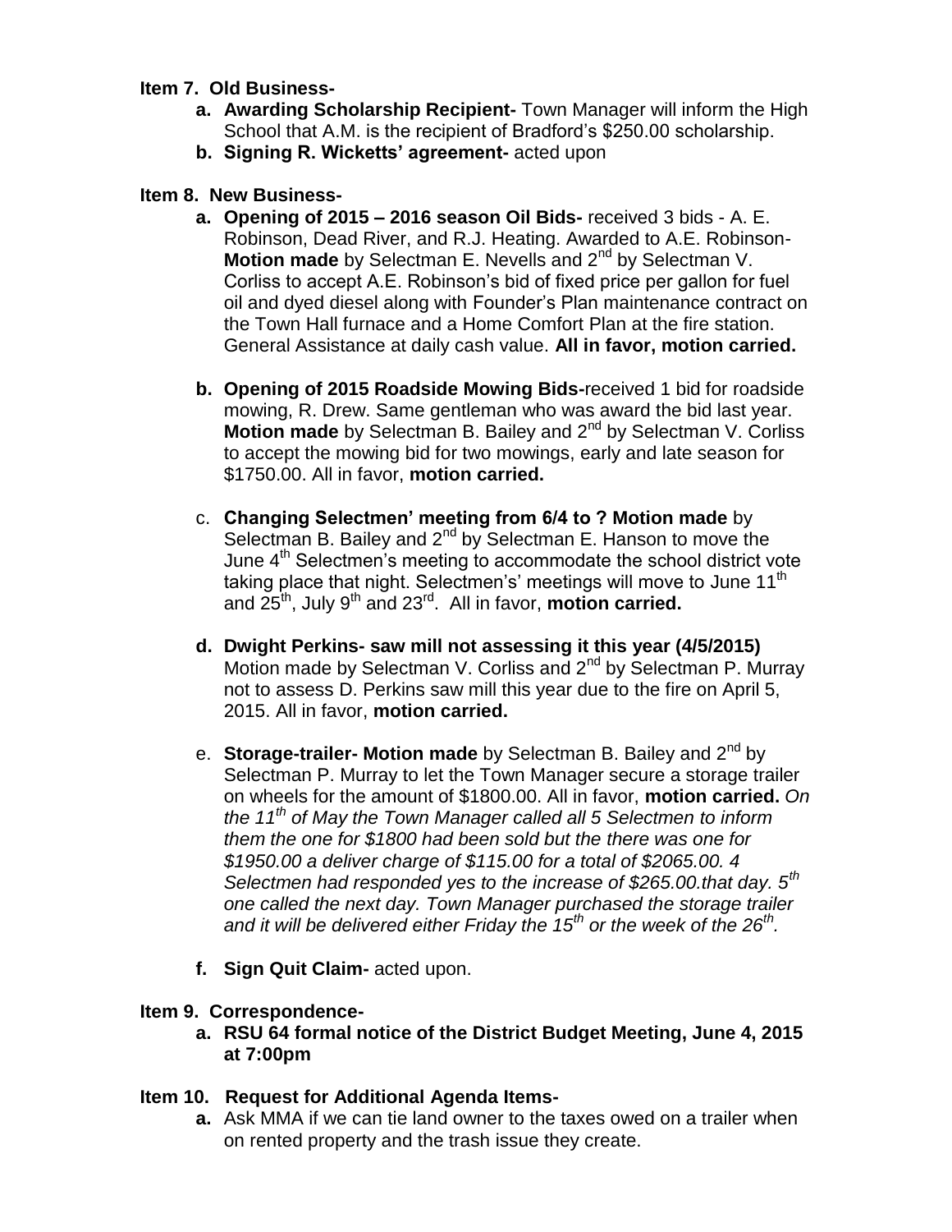**Item 7. Old Business-**

a. **Awarding Scholarship Recipient-** Town Manager will inform the High School that A.M. is the recipient of Bradford's $250.00 scholarship.
b. **Signing R. Wicketts' agreement-** acted upon

**Item 8. New Business-**

a. **Opening of 2015 – 2016 season Oil Bids-** received 3 bids - A. E. Robinson, Dead River, and R.J. Heating. Awarded to A.E. Robinson- **Motion made** by Selectman E. Nevells and 2nd by Selectman V. Corliss to accept A.E. Robinson's bid of fixed price per gallon for fuel oil and dyed diesel along with Founder's Plan maintenance contract on the Town Hall furnace and a Home Comfort Plan at the fire station. General Assistance at daily cash value. **All in favor, motion carried.**

b. **Opening of 2015 Roadside Mowing Bids-**received 1 bid for roadside mowing, R. Drew. Same gentleman who was award the bid last year. **Motion made** by Selectman B. Bailey and 2nd by Selectman V. Corliss to accept the mowing bid for two mowings, early and late season for $1750.00. All in favor, **motion carried.**

c. **Changing Selectmen' meeting from 6/4 to ? Motion made** by Selectman B. Bailey and 2nd by Selectman E. Hanson to move the June 4th Selectmen's meeting to accommodate the school district vote taking place that night. Selectmen's' meetings will move to June 11th and 25th, July 9th and 23rd. All in favor, **motion carried.**

d. **Dwight Perkins- saw mill not assessing it this year (4/5/2015)** Motion made by Selectman V. Corliss and 2nd by Selectman P. Murray not to assess D. Perkins saw mill this year due to the fire on April 5, 2015. All in favor, **motion carried.**

e. **Storage-trailer- Motion made** by Selectman B. Bailey and 2nd by Selectman P. Murray to let the Town Manager secure a storage trailer on wheels for the amount of $1800.00. All in favor, **motion carried.** *On the 11th of May the Town Manager called all 5 Selectmen to inform them the one for $1800 had been sold but the there was one for $1950.00 a deliver charge of $115.00 for a total of $2065.00. 4 Selectmen had responded yes to the increase of $265.00.that day. 5th one called the next day. Town Manager purchased the storage trailer and it will be delivered either Friday the 15th or the week of the 26th.*

f. **Sign Quit Claim-** acted upon.

**Item 9. Correspondence-**

a. **RSU 64 formal notice of the District Budget Meeting, June 4, 2015 at 7:00pm**

**Item 10. Request for Additional Agenda Items-**

a. Ask MMA if we can tie land owner to the taxes owed on a trailer when on rented property and the trash issue they create.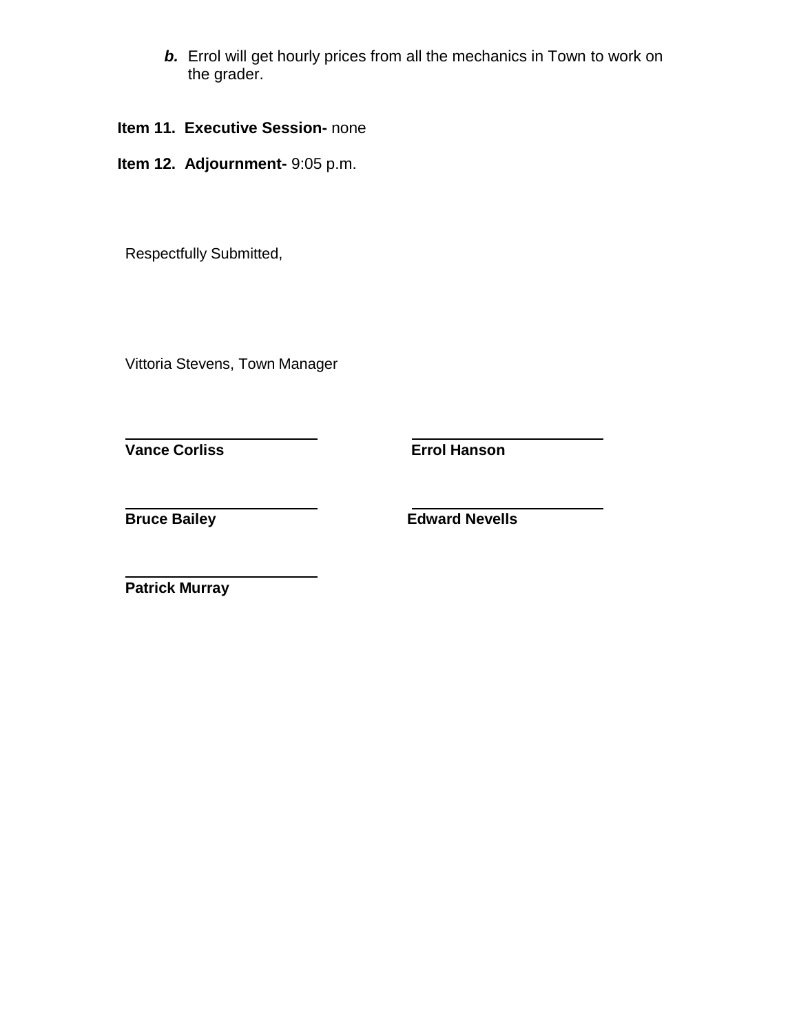***b.*** Errol will get hourly prices from all the mechanics in Town to work on the grader.

**Item 11. Executive Session-** none

**Item 12. Adjournment-** 9:05 p.m.

Respectfully Submitted,

Vittoria Stevens, Town Manager

| | |
|---|---|
| **Vance Corliss** | **Errol Hanson** |
| **Bruce Bailey** | **Edward Nevells** |
| **Patrick Murray** | |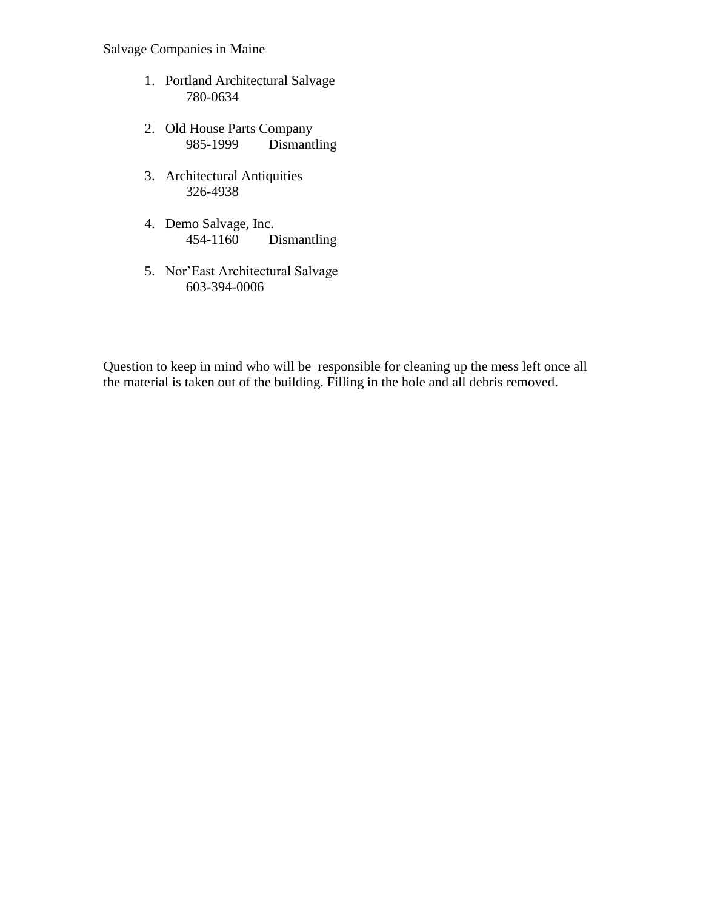Salvage Companies in Maine

1. Portland Architectural Salvage
   780-0634

2. Old House Parts Company
   985-1999 Dismantling

3. Architectural Antiquities
   326-4938

4. Demo Salvage, Inc.
   454-1160 Dismantling

5. Nor'East Architectural Salvage
   603-394-0006

Question to keep in mind who will be responsible for cleaning up the mess left once all the material is taken out of the building. Filling in the hole and all debris removed.